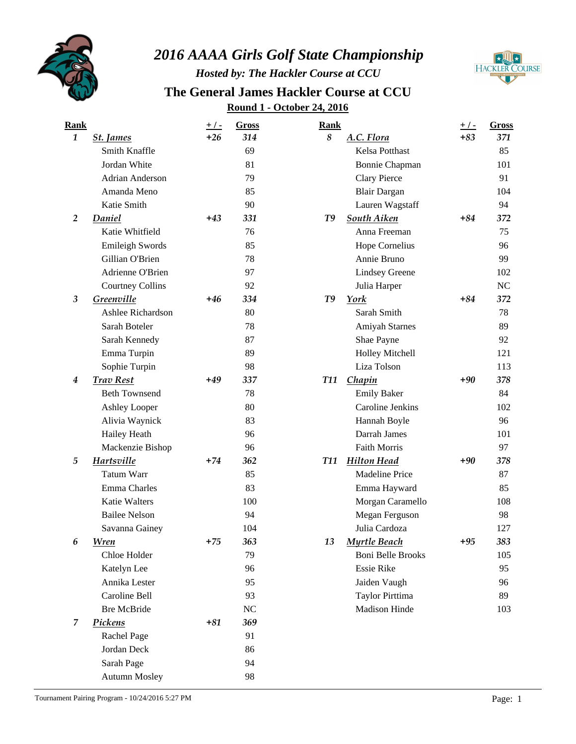# 2016 AAAA Girls Golf State Championship

### *Hosted by: The Hackler Course at CCU*

## The General James Hackler Course at CCU

**Round 1 - October 24, 2016**

| Rank | Team / Player | +/- | Gross |
|---|---|---|---|
| *1* | ***St. James*** | *+26* | *314* |
| | Smith Knaffle | | 69 |
| | Jordan White | | 81 |
| | Adrian Anderson | | 79 |
| | Amanda Meno | | 85 |
| | Katie Smith | | 90 |
| *2* | ***Daniel*** | *+43* | *331* |
| | Katie Whitfield | | 76 |
| | Emileigh Swords | | 85 |
| | Gillian O'Brien | | 78 |
| | Adrienne O'Brien | | 97 |
| | Courtney Collins | | 92 |
| *3* | ***Greenville*** | *+46* | *334* |
| | Ashlee Richardson | | 80 |
| | Sarah Boteler | | 78 |
| | Sarah Kennedy | | 87 |
| | Emma Turpin | | 89 |
| | Sophie Turpin | | 98 |
| *4* | ***Trav Rest*** | *+49* | *337* |
| | Beth Townsend | | 78 |
| | Ashley Looper | | 80 |
| | Alivia Waynick | | 83 |
| | Hailey Heath | | 96 |
| | Mackenzie Bishop | | 96 |
| *5* | ***Hartsville*** | *+74* | *362* |
| | Tatum Warr | | 85 |
| | Emma Charles | | 83 |
| | Katie Walters | | 100 |
| | Bailee Nelson | | 94 |
| | Savanna Gainey | | 104 |
| *6* | ***Wren*** | *+75* | *363* |
| | Chloe Holder | | 79 |
| | Katelyn Lee | | 96 |
| | Annika Lester | | 95 |
| | Caroline Bell | | 93 |
| | Bre McBride | | NC |
| *7* | ***Pickens*** | *+81* | *369* |
| | Rachel Page | | 91 |
| | Jordan Deck | | 86 |
| | Sarah Page | | 94 |
| | Autumn Mosley | | 98 |
| *8* | ***A.C. Flora*** | *+83* | *371* |
| | Kelsa Potthast | | 85 |
| | Bonnie Chapman | | 101 |
| | Clary Pierce | | 91 |
| | Blair Dargan | | 104 |
| | Lauren Wagstaff | | 94 |
| *T9* | ***South Aiken*** | *+84* | *372* |
| | Anna Freeman | | 75 |
| | Hope Cornelius | | 96 |
| | Annie Bruno | | 99 |
| | Lindsey Greene | | 102 |
| | Julia Harper | | NC |
| *T9* | ***York*** | *+84* | *372* |
| | Sarah Smith | | 78 |
| | Amiyah Starnes | | 89 |
| | Shae Payne | | 92 |
| | Holley Mitchell | | 121 |
| | Liza Tolson | | 113 |
| *T11* | ***Chapin*** | *+90* | *378* |
| | Emily Baker | | 84 |
| | Caroline Jenkins | | 102 |
| | Hannah Boyle | | 96 |
| | Darrah James | | 101 |
| | Faith Morris | | 97 |
| *T11* | ***Hilton Head*** | *+90* | *378* |
| | Madeline Price | | 87 |
| | Emma Hayward | | 85 |
| | Morgan Caramello | | 108 |
| | Megan Ferguson | | 98 |
| | Julia Cardoza | | 127 |
| *13* | ***Myrtle Beach*** | *+95* | *383* |
| | Boni Belle Brooks | | 105 |
| | Essie Rike | | 95 |
| | Jaiden Vaugh | | 96 |
| | Taylor Pirttima | | 89 |
| | Madison Hinde | | 103 |

Tournament Pairing Program - 10/24/2016 5:27 PM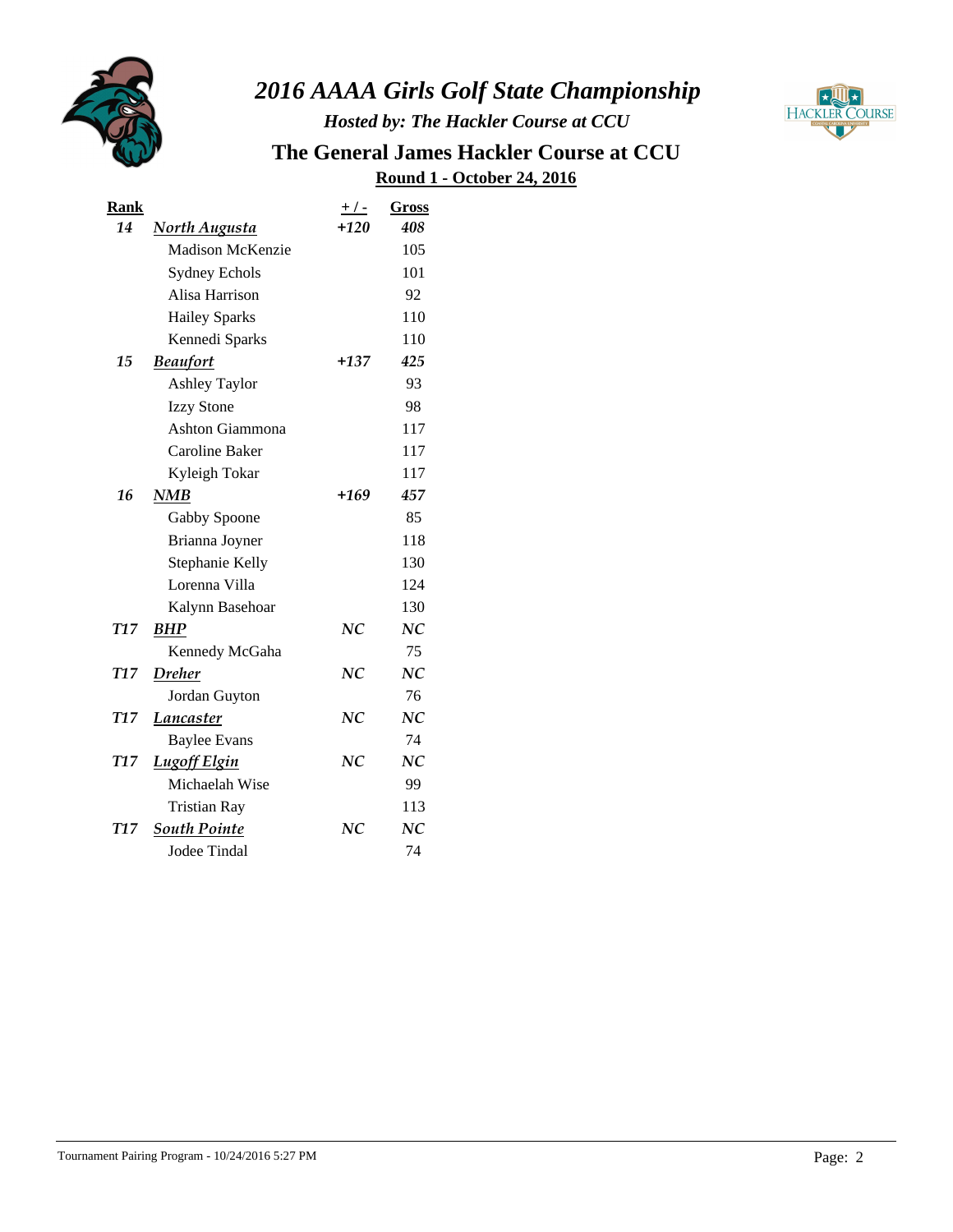# 2016 AAAA Girls Golf State Championship

### *Hosted by: The Hackler Course at CCU*

## The General James Hackler Course at CCU

**Round 1 - October 24, 2016**

| Rank | | +/- | Gross |
|---|---|---|---|
| ***14*** | ***North Augusta*** | ***+120*** | ***408*** |
| | Madison McKenzie | | 105 |
| | Sydney Echols | | 101 |
| | Alisa Harrison | | 92 |
| | Hailey Sparks | | 110 |
| | Kennedi Sparks | | 110 |
| ***15*** | ***Beaufort*** | ***+137*** | ***425*** |
| | Ashley Taylor | | 93 |
| | Izzy Stone | | 98 |
| | Ashton Giammona | | 117 |
| | Caroline Baker | | 117 |
| | Kyleigh Tokar | | 117 |
| ***16*** | ***NMB*** | ***+169*** | ***457*** |
| | Gabby Spoone | | 85 |
| | Brianna Joyner | | 118 |
| | Stephanie Kelly | | 130 |
| | Lorenna Villa | | 124 |
| | Kalynn Basehoar | | 130 |
| ***T17*** | ***BHP*** | ***NC*** | ***NC*** |
| | Kennedy McGaha | | 75 |
| ***T17*** | ***Dreher*** | ***NC*** | ***NC*** |
| | Jordan Guyton | | 76 |
| ***T17*** | ***Lancaster*** | ***NC*** | ***NC*** |
| | Baylee Evans | | 74 |
| ***T17*** | ***Lugoff Elgin*** | ***NC*** | ***NC*** |
| | Michaelah Wise | | 99 |
| | Tristian Ray | | 113 |
| ***T17*** | ***South Pointe*** | ***NC*** | ***NC*** |
| | Jodee Tindal | | 74 |

Tournament Pairing Program - 10/24/2016 5:27 PM